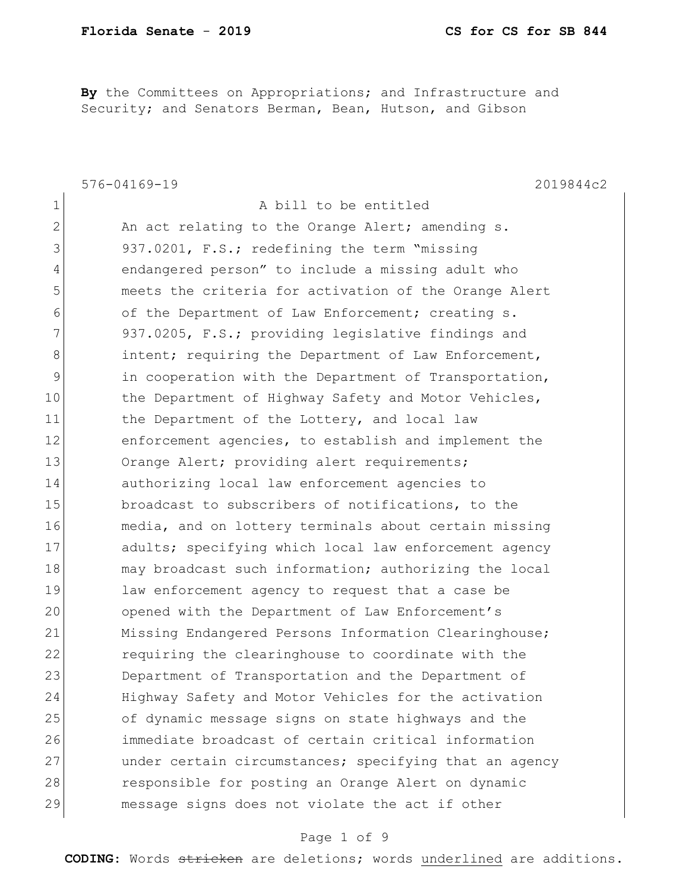**Florida Senate - 2019** **CS for CS for SB 844**

**By** the Committees on Appropriations; and Infrastructure and Security; and Senators Berman, Bean, Hutson, and Gibson

576-04169-19 2019844c2

1 A bill to be entitled
2 An act relating to the Orange Alert; amending s.
3 937.0201, F.S.; redefining the term "missing
4 endangered person" to include a missing adult who
5 meets the criteria for activation of the Orange Alert
6 of the Department of Law Enforcement; creating s.
7 937.0205, F.S.; providing legislative findings and
8 intent; requiring the Department of Law Enforcement,
9 in cooperation with the Department of Transportation,
10 the Department of Highway Safety and Motor Vehicles,
11 the Department of the Lottery, and local law
12 enforcement agencies, to establish and implement the
13 Orange Alert; providing alert requirements;
14 authorizing local law enforcement agencies to
15 broadcast to subscribers of notifications, to the
16 media, and on lottery terminals about certain missing
17 adults; specifying which local law enforcement agency
18 may broadcast such information; authorizing the local
19 law enforcement agency to request that a case be
20 opened with the Department of Law Enforcement's
21 Missing Endangered Persons Information Clearinghouse;
22 requiring the clearinghouse to coordinate with the
23 Department of Transportation and the Department of
24 Highway Safety and Motor Vehicles for the activation
25 of dynamic message signs on state highways and the
26 immediate broadcast of certain critical information
27 under certain circumstances; specifying that an agency
28 responsible for posting an Orange Alert on dynamic
29 message signs does not violate the act if other

**CODING:** Words ~~stricken~~ are deletions; words underlined are additions.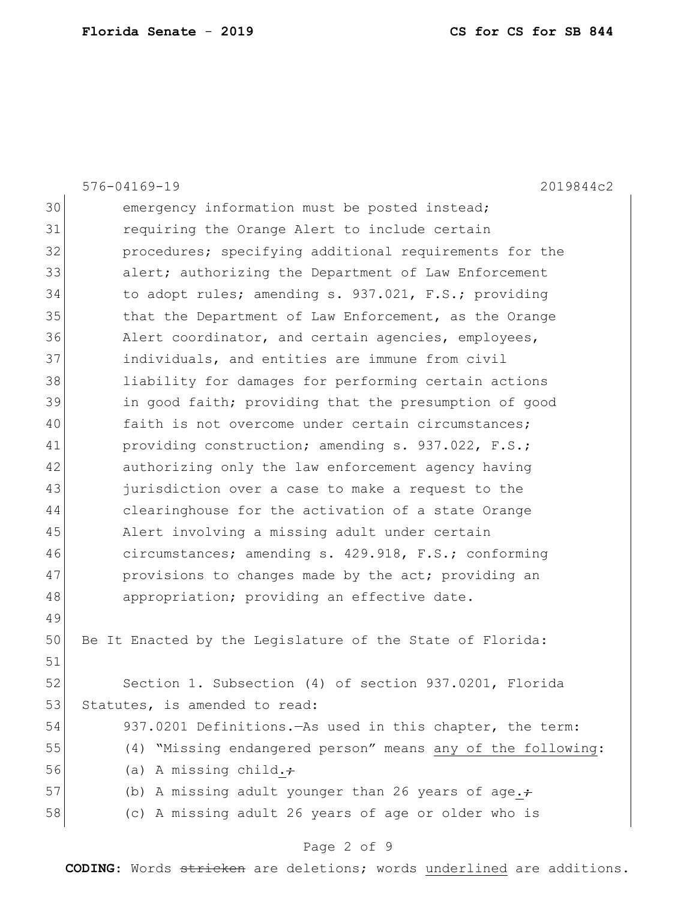576-04169-19 2019844c2

emergency information must be posted instead; requiring the Orange Alert to include certain procedures; specifying additional requirements for the alert; authorizing the Department of Law Enforcement to adopt rules; amending s. 937.021, F.S.; providing that the Department of Law Enforcement, as the Orange Alert coordinator, and certain agencies, employees, individuals, and entities are immune from civil liability for damages for performing certain actions in good faith; providing that the presumption of good faith is not overcome under certain circumstances; providing construction; amending s. 937.022, F.S.; authorizing only the law enforcement agency having jurisdiction over a case to make a request to the clearinghouse for the activation of a state Orange Alert involving a missing adult under certain circumstances; amending s. 429.918, F.S.; conforming provisions to changes made by the act; providing an appropriation; providing an effective date.

Be It Enacted by the Legislature of the State of Florida:

Section 1. Subsection (4) of section 937.0201, Florida Statutes, is amended to read:

937.0201 Definitions.—As used in this chapter, the term:

(4) "Missing endangered person" means <u>any of the following</u>:

(a) A missing child<u>.</u>~~;~~

(b) A missing adult younger than 26 years of age<u>.</u>~~;~~

(c) A missing adult 26 years of age or older who is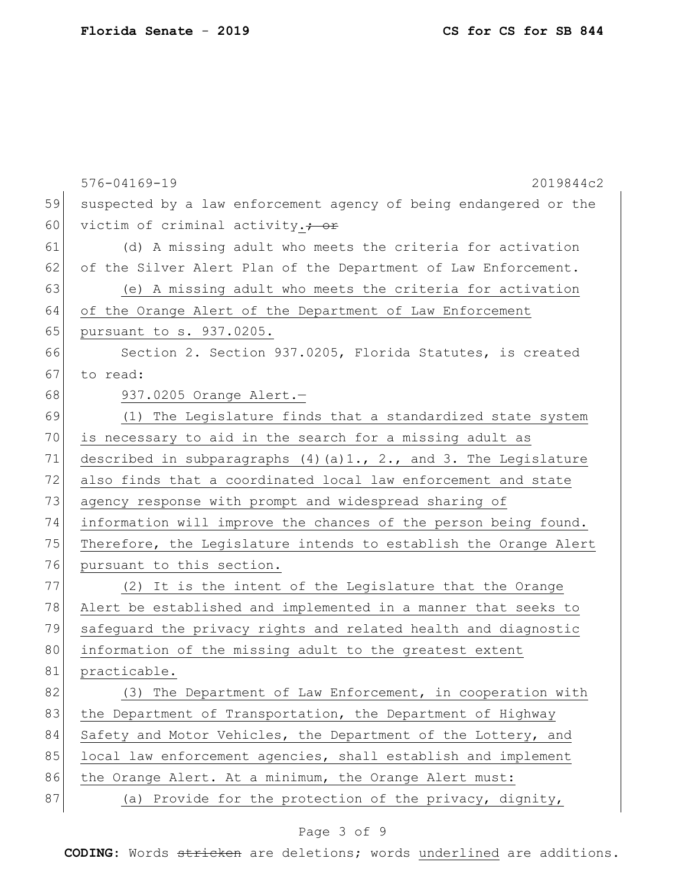suspected by a law enforcement agency of being endangered or the victim of criminal activity.~~; or~~

(d) A missing adult who meets the criteria for activation of the Silver Alert Plan of the Department of Law Enforcement.

<u>(e) A missing adult who meets the criteria for activation of the Orange Alert of the Department of Law Enforcement pursuant to s. 937.0205.</u>

Section 2. Section 937.0205, Florida Statutes, is created to read:

<u>937.0205 Orange Alert.—</u>

<u>(1) The Legislature finds that a standardized state system is necessary to aid in the search for a missing adult as described in subparagraphs (4)(a)1., 2., and 3. The Legislature also finds that a coordinated local law enforcement and state agency response with prompt and widespread sharing of information will improve the chances of the person being found. Therefore, the Legislature intends to establish the Orange Alert pursuant to this section.</u>

<u>(2) It is the intent of the Legislature that the Orange Alert be established and implemented in a manner that seeks to safeguard the privacy rights and related health and diagnostic information of the missing adult to the greatest extent practicable.</u>

<u>(3) The Department of Law Enforcement, in cooperation with the Department of Transportation, the Department of Highway Safety and Motor Vehicles, the Department of the Lottery, and local law enforcement agencies, shall establish and implement the Orange Alert. At a minimum, the Orange Alert must:</u>

<u>(a) Provide for the protection of the privacy, dignity,</u>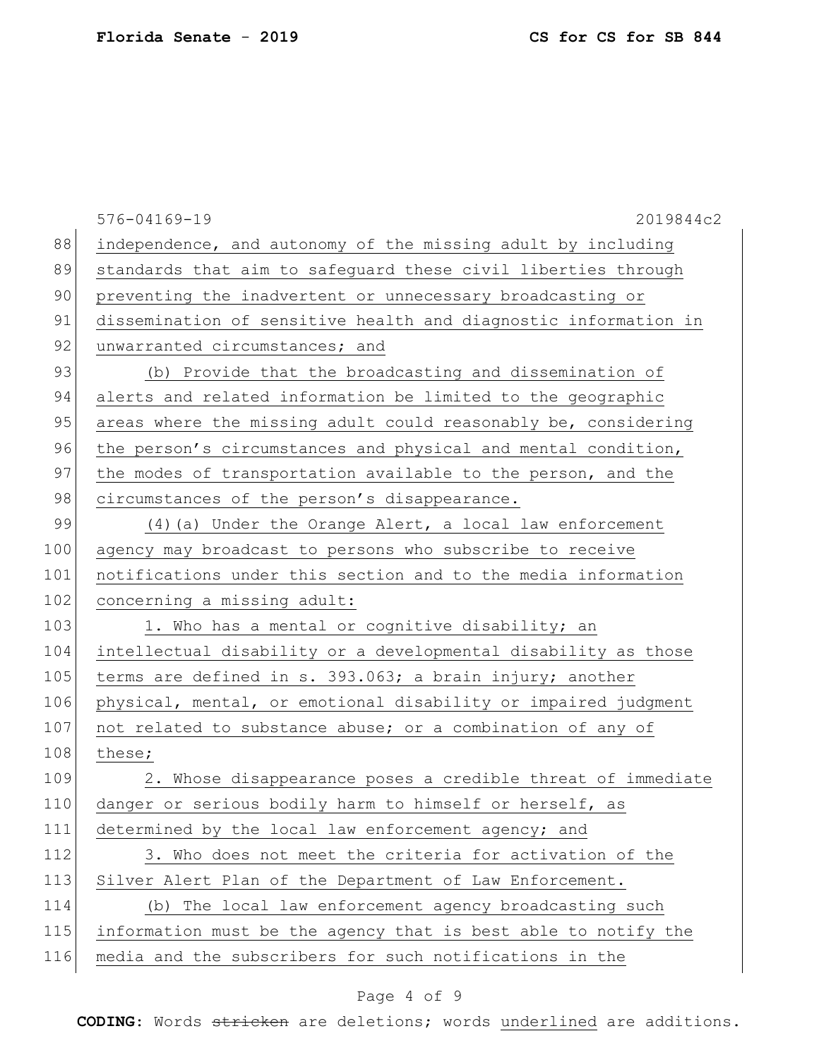independence, and autonomy of the missing adult by including standards that aim to safeguard these civil liberties through preventing the inadvertent or unnecessary broadcasting or dissemination of sensitive health and diagnostic information in unwarranted circumstances; and

(b) Provide that the broadcasting and dissemination of alerts and related information be limited to the geographic areas where the missing adult could reasonably be, considering the person's circumstances and physical and mental condition, the modes of transportation available to the person, and the circumstances of the person's disappearance.

(4)(a) Under the Orange Alert, a local law enforcement agency may broadcast to persons who subscribe to receive notifications under this section and to the media information concerning a missing adult:

1. Who has a mental or cognitive disability; an intellectual disability or a developmental disability as those terms are defined in s. 393.063; a brain injury; another physical, mental, or emotional disability or impaired judgment not related to substance abuse; or a combination of any of these;

2. Whose disappearance poses a credible threat of immediate danger or serious bodily harm to himself or herself, as determined by the local law enforcement agency; and

3. Who does not meet the criteria for activation of the Silver Alert Plan of the Department of Law Enforcement.

(b) The local law enforcement agency broadcasting such information must be the agency that is best able to notify the media and the subscribers for such notifications in the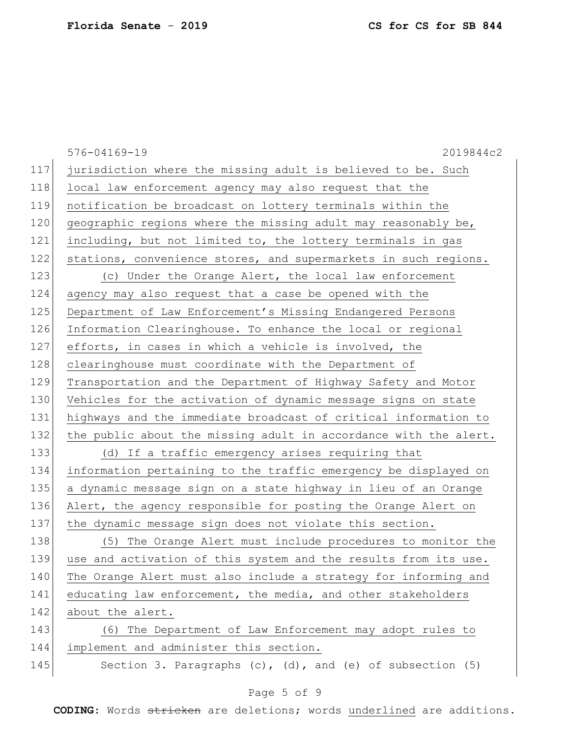jurisdiction where the missing adult is believed to be. Such local law enforcement agency may also request that the notification be broadcast on lottery terminals within the geographic regions where the missing adult may reasonably be, including, but not limited to, the lottery terminals in gas stations, convenience stores, and supermarkets in such regions.

(c) Under the Orange Alert, the local law enforcement agency may also request that a case be opened with the Department of Law Enforcement's Missing Endangered Persons Information Clearinghouse. To enhance the local or regional efforts, in cases in which a vehicle is involved, the clearinghouse must coordinate with the Department of Transportation and the Department of Highway Safety and Motor Vehicles for the activation of dynamic message signs on state highways and the immediate broadcast of critical information to the public about the missing adult in accordance with the alert.

(d) If a traffic emergency arises requiring that information pertaining to the traffic emergency be displayed on a dynamic message sign on a state highway in lieu of an Orange Alert, the agency responsible for posting the Orange Alert on the dynamic message sign does not violate this section.

(5) The Orange Alert must include procedures to monitor the use and activation of this system and the results from its use. The Orange Alert must also include a strategy for informing and educating law enforcement, the media, and other stakeholders about the alert.

(6) The Department of Law Enforcement may adopt rules to implement and administer this section.

Section 3. Paragraphs (c), (d), and (e) of subsection (5)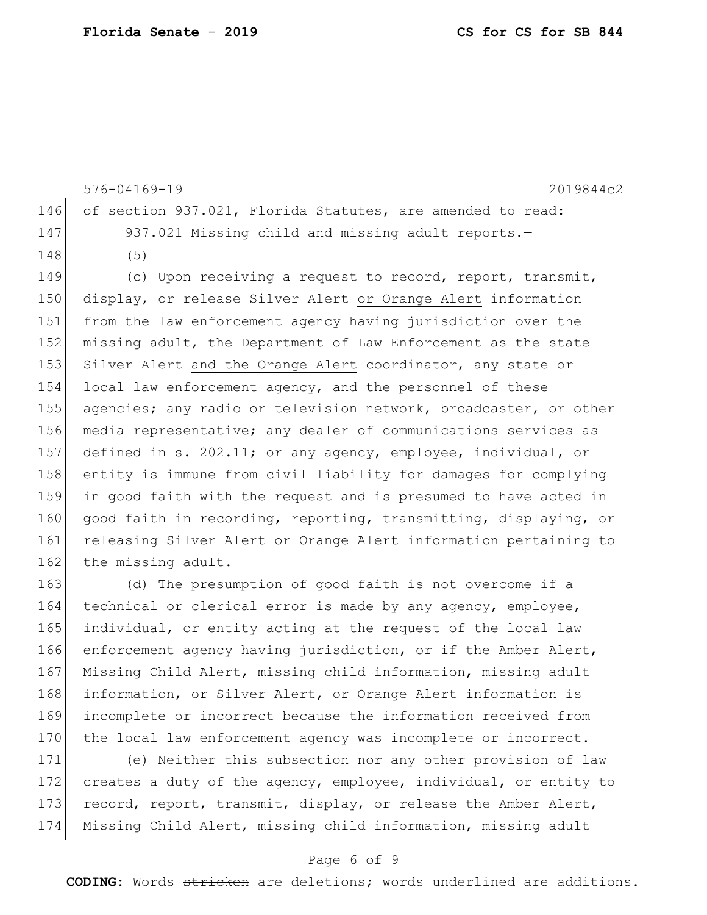576-04169-19 2019844c2

146 of section 937.021, Florida Statutes, are amended to read:

147 937.021 Missing child and missing adult reports.—

148 (5)

149 (c) Upon receiving a request to record, report, transmit,
150 display, or release Silver Alert <u>or Orange Alert</u> information
151 from the law enforcement agency having jurisdiction over the
152 missing adult, the Department of Law Enforcement as the state
153 Silver Alert <u>and the Orange Alert</u> coordinator, any state or
154 local law enforcement agency, and the personnel of these
155 agencies; any radio or television network, broadcaster, or other
156 media representative; any dealer of communications services as
157 defined in s. 202.11; or any agency, employee, individual, or
158 entity is immune from civil liability for damages for complying
159 in good faith with the request and is presumed to have acted in
160 good faith in recording, reporting, transmitting, displaying, or
161 releasing Silver Alert <u>or Orange Alert</u> information pertaining to
162 the missing adult.

163 (d) The presumption of good faith is not overcome if a
164 technical or clerical error is made by any agency, employee,
165 individual, or entity acting at the request of the local law
166 enforcement agency having jurisdiction, or if the Amber Alert,
167 Missing Child Alert, missing child information, missing adult
168 information, ~~or~~ Silver Alert<u>, or Orange Alert</u> information is
169 incomplete or incorrect because the information received from
170 the local law enforcement agency was incomplete or incorrect.

171 (e) Neither this subsection nor any other provision of law
172 creates a duty of the agency, employee, individual, or entity to
173 record, report, transmit, display, or release the Amber Alert,
174 Missing Child Alert, missing child information, missing adult

**CODING:** Words ~~stricken~~ are deletions; words <u>underlined</u> are additions.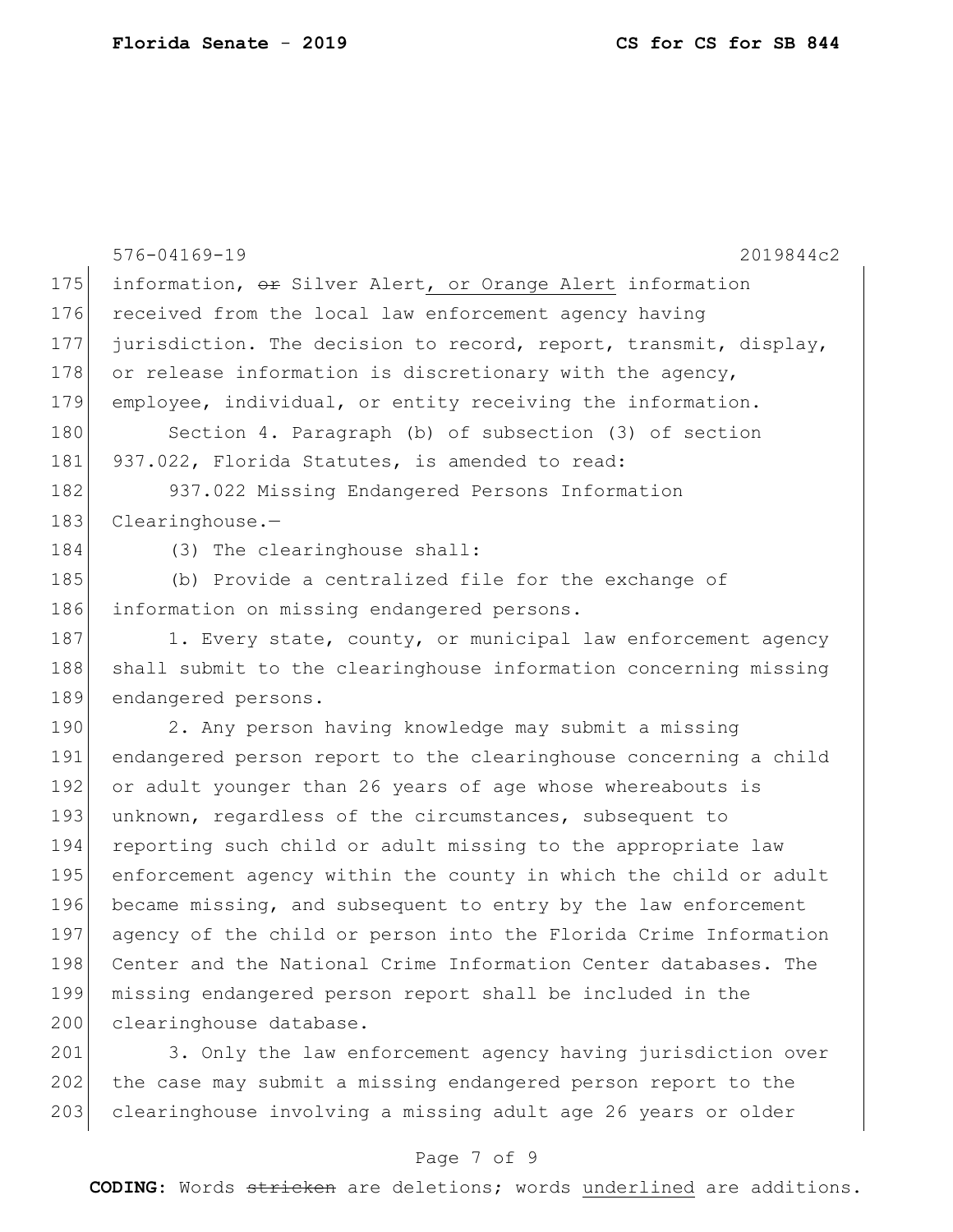information, ~~or~~ Silver Alert<u>, or Orange Alert</u> information received from the local law enforcement agency having jurisdiction. The decision to record, report, transmit, display, or release information is discretionary with the agency, employee, individual, or entity receiving the information.

Section 4. Paragraph (b) of subsection (3) of section 937.022, Florida Statutes, is amended to read:

937.022 Missing Endangered Persons Information Clearinghouse.—

(3) The clearinghouse shall:

(b) Provide a centralized file for the exchange of information on missing endangered persons.

1. Every state, county, or municipal law enforcement agency shall submit to the clearinghouse information concerning missing endangered persons.

2. Any person having knowledge may submit a missing endangered person report to the clearinghouse concerning a child or adult younger than 26 years of age whose whereabouts is unknown, regardless of the circumstances, subsequent to reporting such child or adult missing to the appropriate law enforcement agency within the county in which the child or adult became missing, and subsequent to entry by the law enforcement agency of the child or person into the Florida Crime Information Center and the National Crime Information Center databases. The missing endangered person report shall be included in the clearinghouse database.

3. Only the law enforcement agency having jurisdiction over the case may submit a missing endangered person report to the clearinghouse involving a missing adult age 26 years or older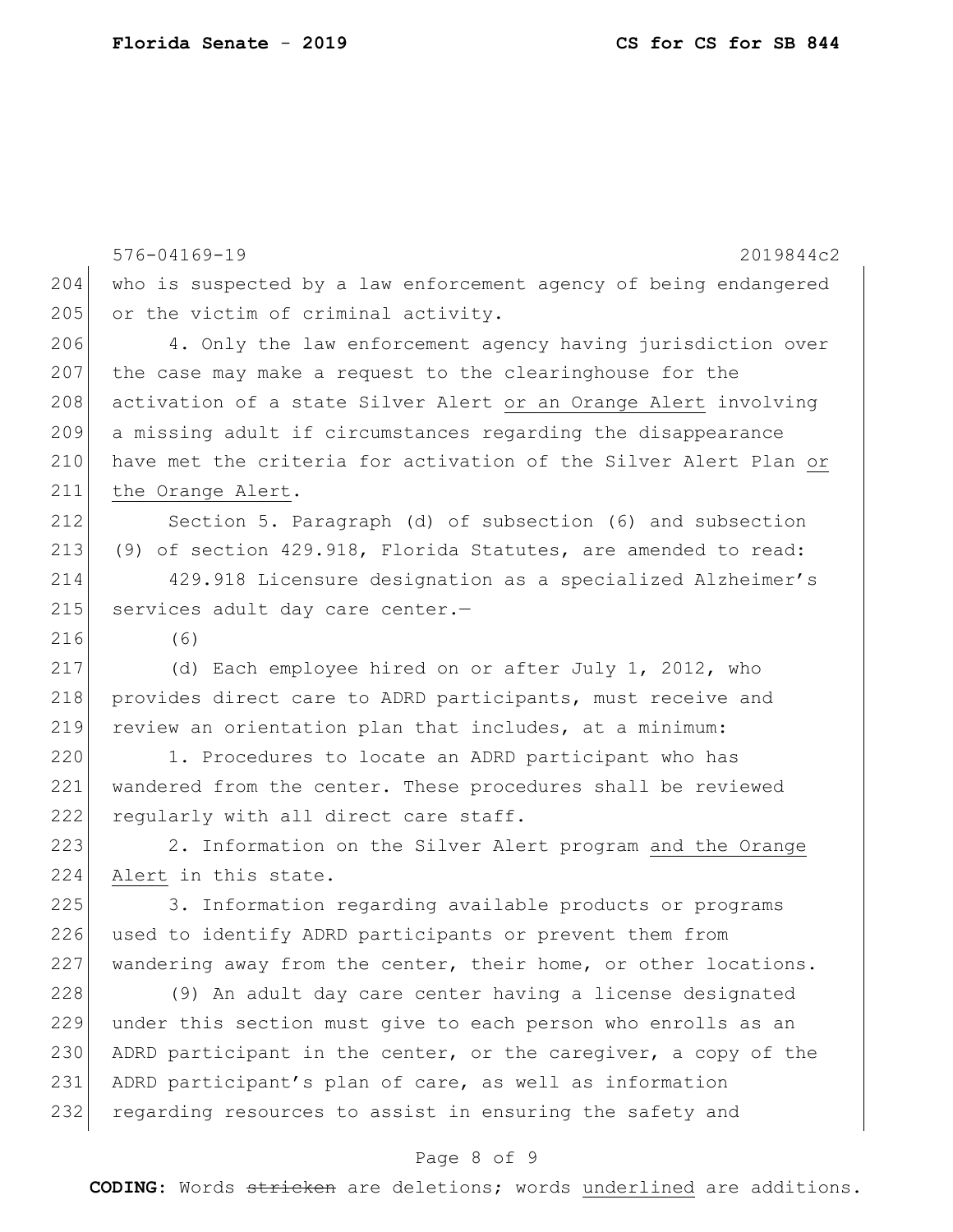576-04169-19 2019844c2

who is suspected by a law enforcement agency of being endangered or the victim of criminal activity.

4. Only the law enforcement agency having jurisdiction over the case may make a request to the clearinghouse for the activation of a state Silver Alert or an Orange Alert involving a missing adult if circumstances regarding the disappearance have met the criteria for activation of the Silver Alert Plan or the Orange Alert.

Section 5. Paragraph (d) of subsection (6) and subsection (9) of section 429.918, Florida Statutes, are amended to read:

429.918 Licensure designation as a specialized Alzheimer's services adult day care center.—

(6)

(d) Each employee hired on or after July 1, 2012, who provides direct care to ADRD participants, must receive and review an orientation plan that includes, at a minimum:

1. Procedures to locate an ADRD participant who has wandered from the center. These procedures shall be reviewed regularly with all direct care staff.

2. Information on the Silver Alert program and the Orange Alert in this state.

3. Information regarding available products or programs used to identify ADRD participants or prevent them from wandering away from the center, their home, or other locations.

(9) An adult day care center having a license designated under this section must give to each person who enrolls as an ADRD participant in the center, or the caregiver, a copy of the ADRD participant's plan of care, as well as information regarding resources to assist in ensuring the safety and

**CODING:** Words ~~stricken~~ are deletions; words underlined are additions.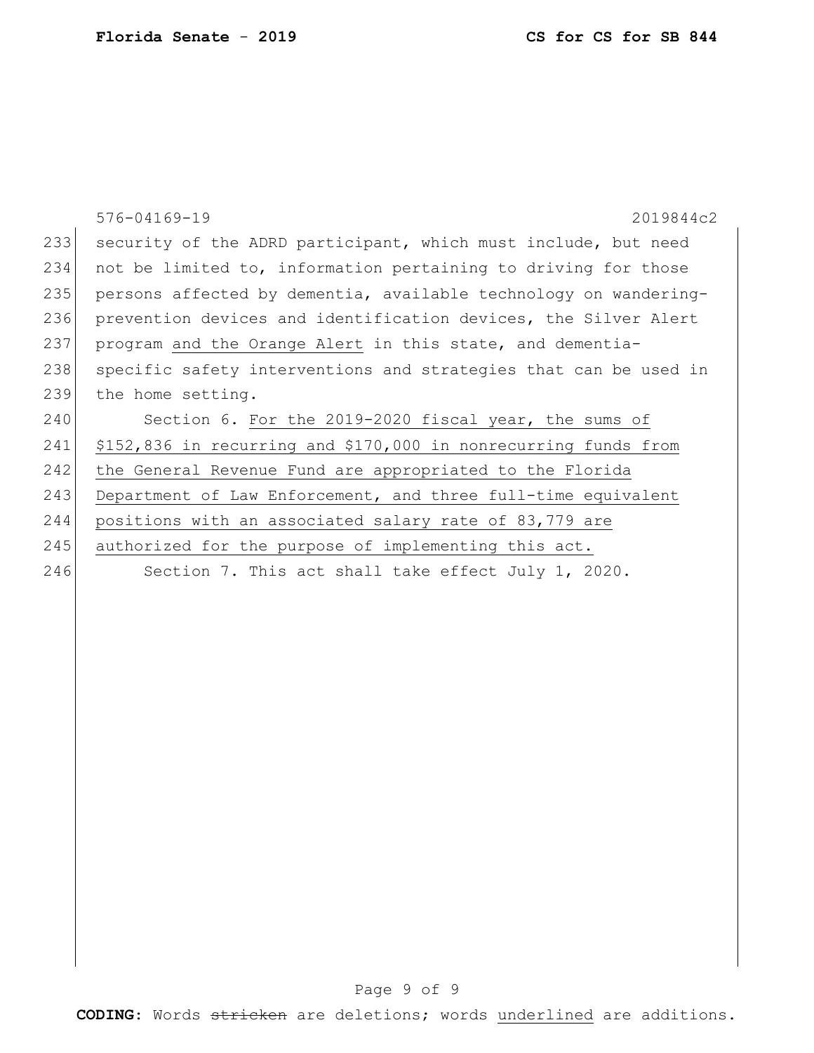security of the ADRD participant, which must include, but need not be limited to, information pertaining to driving for those persons affected by dementia, available technology on wandering-prevention devices and identification devices, the Silver Alert program <u>and the Orange Alert</u> in this state, and dementia-specific safety interventions and strategies that can be used in the home setting.

Section 6. <u>For the 2019-2020 fiscal year, the sums of $152,836 in recurring and $170,000 in nonrecurring funds from the General Revenue Fund are appropriated to the Florida Department of Law Enforcement, and three full-time equivalent positions with an associated salary rate of 83,779 are authorized for the purpose of implementing this act.</u>

Section 7. This act shall take effect July 1, 2020.